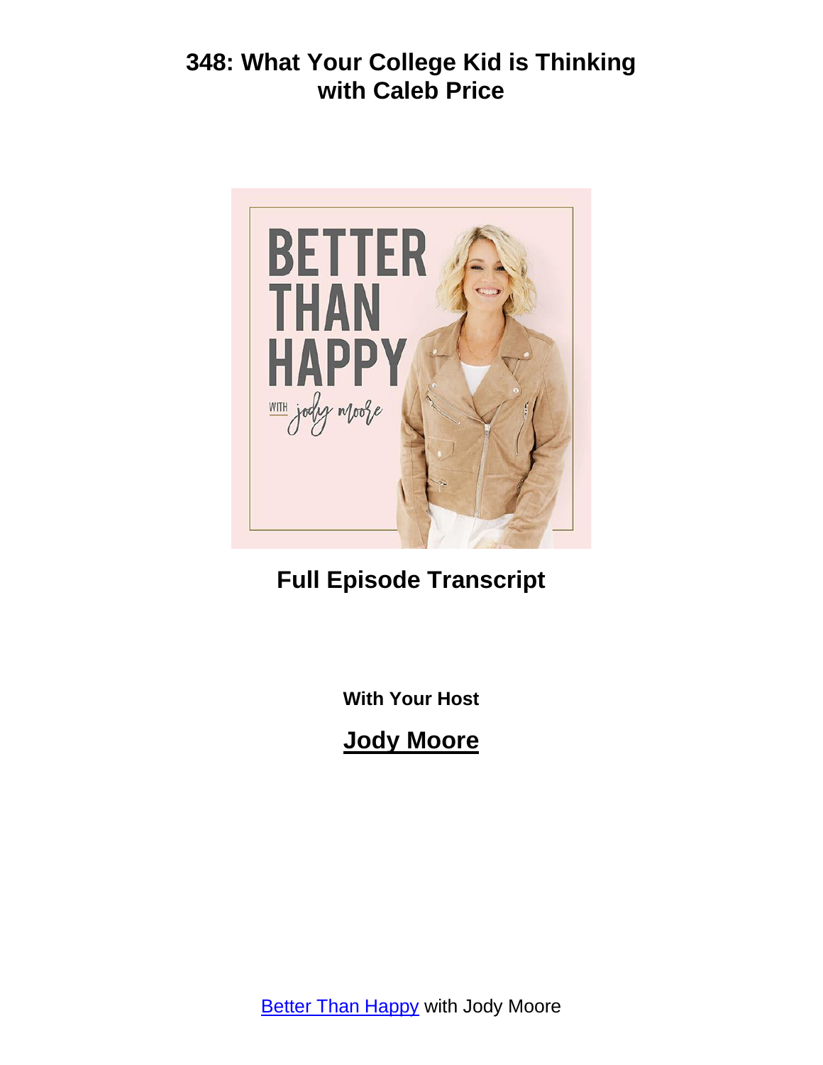# 348: What Your College Kid is Thinking with Caleb Price

## Full Episode Transcript

**With Your Host**

**Jody Moore**

Better Than Happy with Jody Moore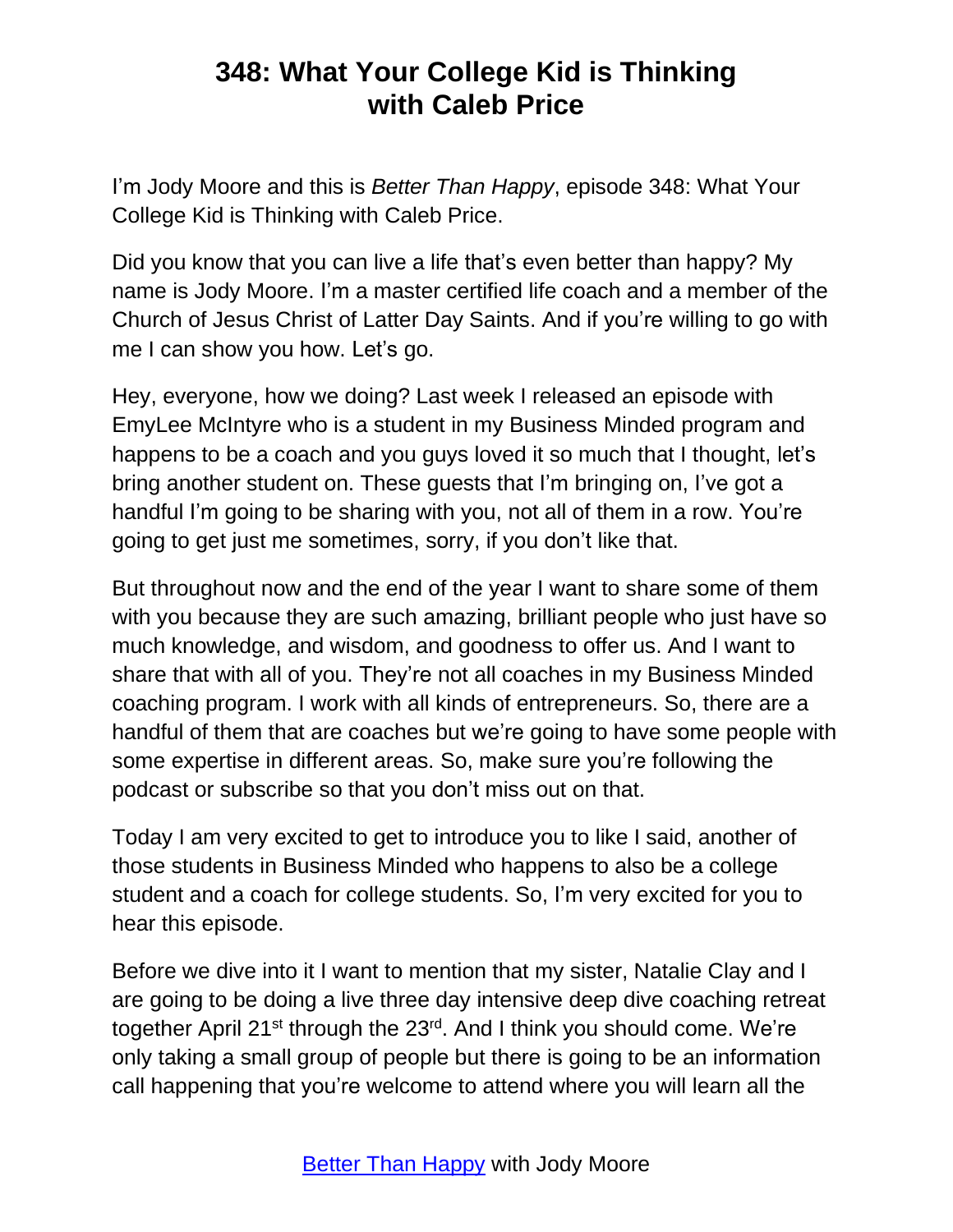# 348: What Your College Kid is Thinking with Caleb Price

I'm Jody Moore and this is *Better Than Happy*, episode 348: What Your College Kid is Thinking with Caleb Price.

Did you know that you can live a life that's even better than happy? My name is Jody Moore. I'm a master certified life coach and a member of the Church of Jesus Christ of Latter Day Saints. And if you're willing to go with me I can show you how. Let's go.

Hey, everyone, how we doing? Last week I released an episode with EmyLee McIntyre who is a student in my Business Minded program and happens to be a coach and you guys loved it so much that I thought, let's bring another student on. These guests that I'm bringing on, I've got a handful I'm going to be sharing with you, not all of them in a row. You're going to get just me sometimes, sorry, if you don't like that.

But throughout now and the end of the year I want to share some of them with you because they are such amazing, brilliant people who just have so much knowledge, and wisdom, and goodness to offer us. And I want to share that with all of you. They're not all coaches in my Business Minded coaching program. I work with all kinds of entrepreneurs. So, there are a handful of them that are coaches but we're going to have some people with some expertise in different areas. So, make sure you're following the podcast or subscribe so that you don't miss out on that.

Today I am very excited to get to introduce you to like I said, another of those students in Business Minded who happens to also be a college student and a coach for college students. So, I'm very excited for you to hear this episode.

Before we dive into it I want to mention that my sister, Natalie Clay and I are going to be doing a live three day intensive deep dive coaching retreat together April 21st through the 23rd. And I think you should come. We're only taking a small group of people but there is going to be an information call happening that you're welcome to attend where you will learn all the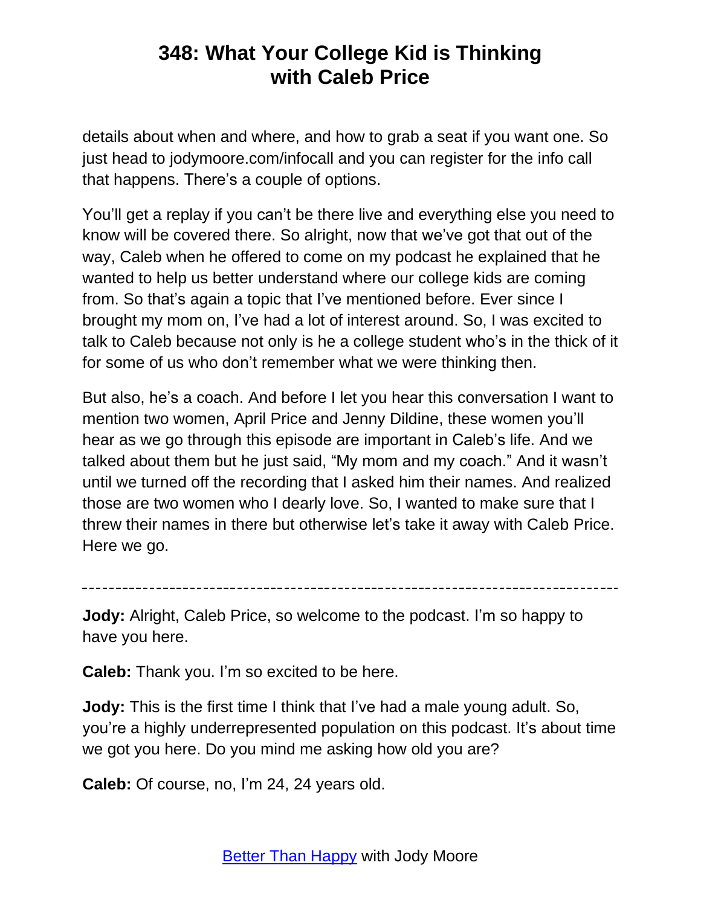details about when and where, and how to grab a seat if you want one. So just head to jodymoore.com/infocall and you can register for the info call that happens. There's a couple of options.

You'll get a replay if you can't be there live and everything else you need to know will be covered there. So alright, now that we've got that out of the way, Caleb when he offered to come on my podcast he explained that he wanted to help us better understand where our college kids are coming from. So that's again a topic that I've mentioned before. Ever since I brought my mom on, I've had a lot of interest around. So, I was excited to talk to Caleb because not only is he a college student who's in the thick of it for some of us who don't remember what we were thinking then.

But also, he's a coach. And before I let you hear this conversation I want to mention two women, April Price and Jenny Dildine, these women you'll hear as we go through this episode are important in Caleb's life. And we talked about them but he just said, "My mom and my coach." And it wasn't until we turned off the recording that I asked him their names. And realized those are two women who I dearly love. So, I wanted to make sure that I threw their names in there but otherwise let's take it away with Caleb Price. Here we go.

---

**Jody:** Alright, Caleb Price, so welcome to the podcast. I'm so happy to have you here.

**Caleb:** Thank you. I'm so excited to be here.

**Jody:** This is the first time I think that I've had a male young adult. So, you're a highly underrepresented population on this podcast. It's about time we got you here. Do you mind me asking how old you are?

**Caleb:** Of course, no, I'm 24, 24 years old.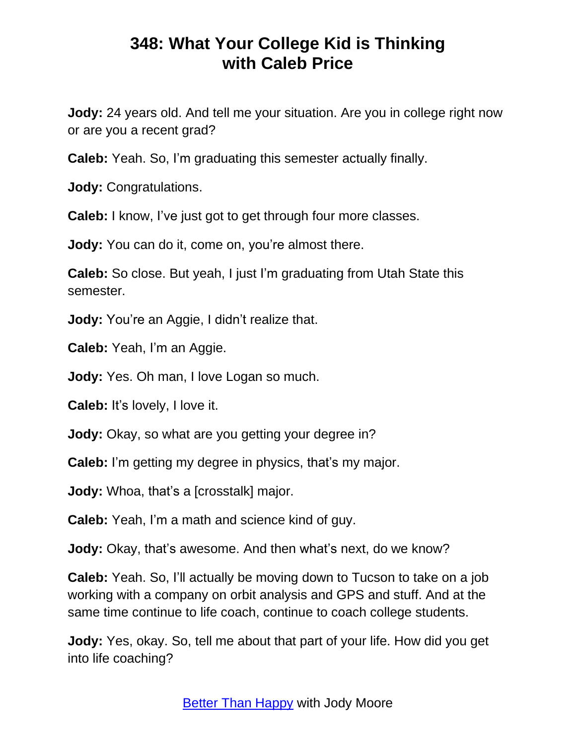# 348: What Your College Kid is Thinking with Caleb Price

**Jody:** 24 years old. And tell me your situation. Are you in college right now or are you a recent grad?

**Caleb:** Yeah. So, I'm graduating this semester actually finally.

**Jody:** Congratulations.

**Caleb:** I know, I've just got to get through four more classes.

**Jody:** You can do it, come on, you're almost there.

**Caleb:** So close. But yeah, I just I'm graduating from Utah State this semester.

**Jody:** You're an Aggie, I didn't realize that.

**Caleb:** Yeah, I'm an Aggie.

**Jody:** Yes. Oh man, I love Logan so much.

**Caleb:** It's lovely, I love it.

**Jody:** Okay, so what are you getting your degree in?

**Caleb:** I'm getting my degree in physics, that's my major.

**Jody:** Whoa, that's a [crosstalk] major.

**Caleb:** Yeah, I'm a math and science kind of guy.

**Jody:** Okay, that's awesome. And then what's next, do we know?

**Caleb:** Yeah. So, I'll actually be moving down to Tucson to take on a job working with a company on orbit analysis and GPS and stuff. And at the same time continue to life coach, continue to coach college students.

**Jody:** Yes, okay. So, tell me about that part of your life. How did you get into life coaching?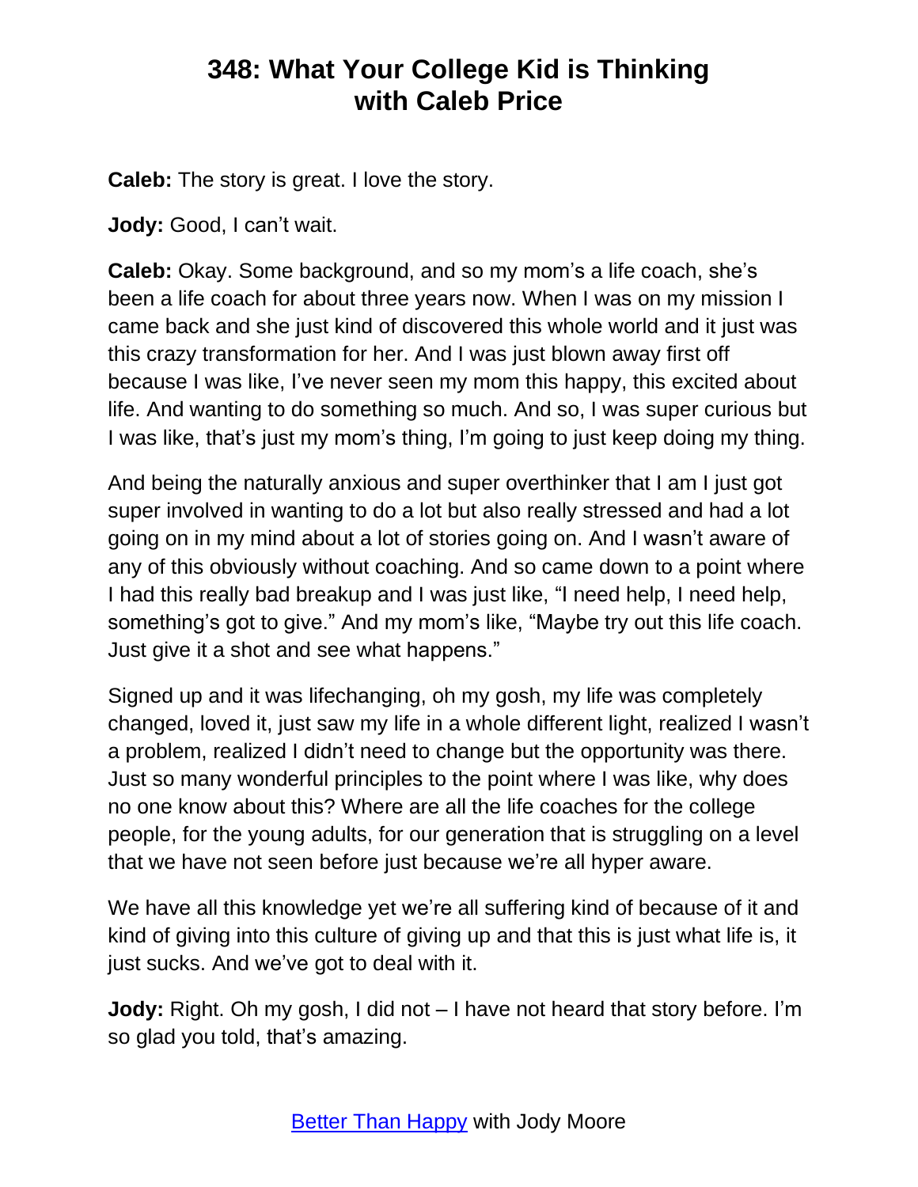**Caleb:** The story is great. I love the story.

**Jody:** Good, I can't wait.

**Caleb:** Okay. Some background, and so my mom's a life coach, she's been a life coach for about three years now. When I was on my mission I came back and she just kind of discovered this whole world and it just was this crazy transformation for her. And I was just blown away first off because I was like, I've never seen my mom this happy, this excited about life. And wanting to do something so much. And so, I was super curious but I was like, that's just my mom's thing, I'm going to just keep doing my thing.

And being the naturally anxious and super overthinker that I am I just got super involved in wanting to do a lot but also really stressed and had a lot going on in my mind about a lot of stories going on. And I wasn't aware of any of this obviously without coaching. And so came down to a point where I had this really bad breakup and I was just like, "I need help, I need help, something's got to give." And my mom's like, "Maybe try out this life coach. Just give it a shot and see what happens."

Signed up and it was lifechanging, oh my gosh, my life was completely changed, loved it, just saw my life in a whole different light, realized I wasn't a problem, realized I didn't need to change but the opportunity was there. Just so many wonderful principles to the point where I was like, why does no one know about this? Where are all the life coaches for the college people, for the young adults, for our generation that is struggling on a level that we have not seen before just because we're all hyper aware.

We have all this knowledge yet we're all suffering kind of because of it and kind of giving into this culture of giving up and that this is just what life is, it just sucks. And we've got to deal with it.

**Jody:** Right. Oh my gosh, I did not – I have not heard that story before. I'm so glad you told, that's amazing.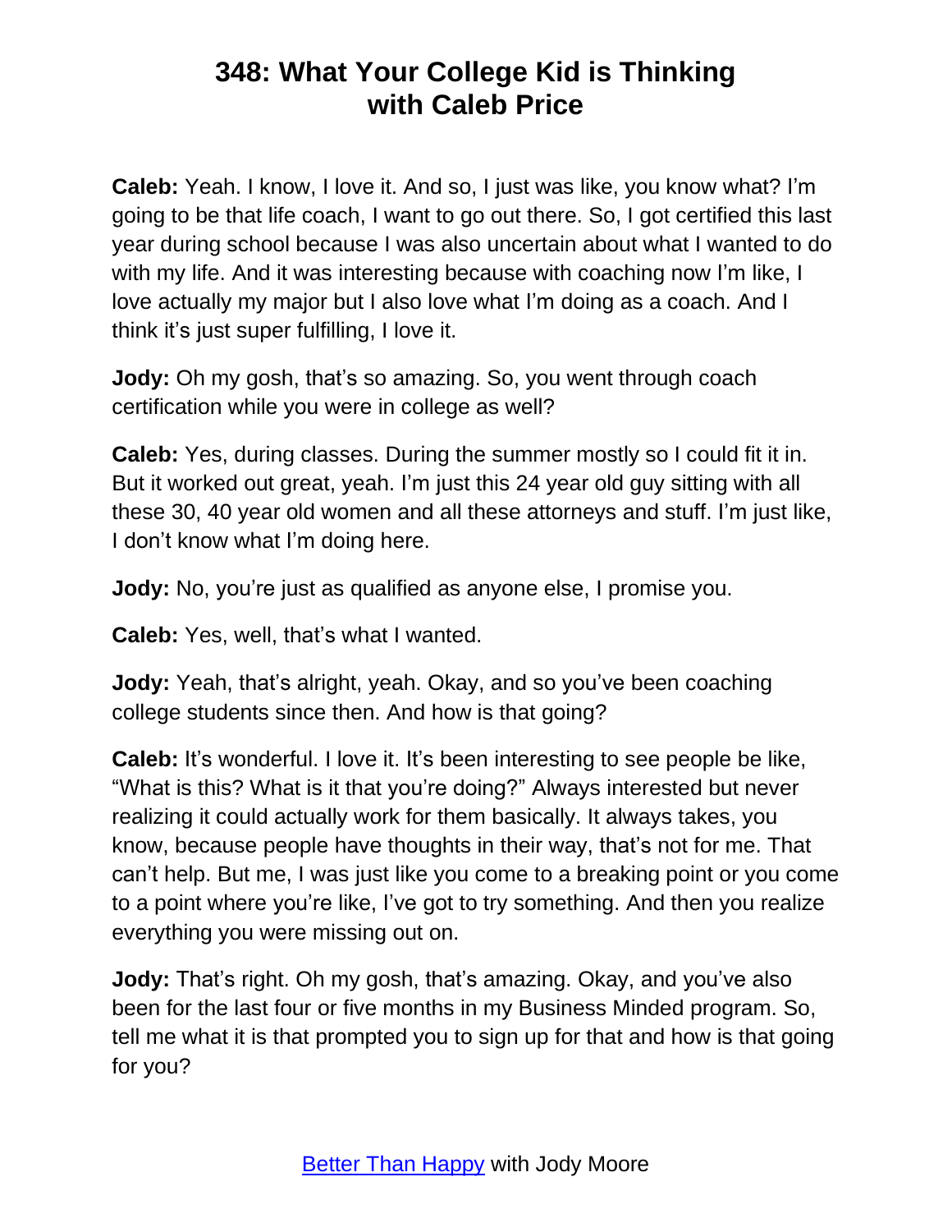**Caleb:** Yeah. I know, I love it. And so, I just was like, you know what? I'm going to be that life coach, I want to go out there. So, I got certified this last year during school because I was also uncertain about what I wanted to do with my life. And it was interesting because with coaching now I'm like, I love actually my major but I also love what I'm doing as a coach. And I think it's just super fulfilling, I love it.

**Jody:** Oh my gosh, that's so amazing. So, you went through coach certification while you were in college as well?

**Caleb:** Yes, during classes. During the summer mostly so I could fit it in. But it worked out great, yeah. I'm just this 24 year old guy sitting with all these 30, 40 year old women and all these attorneys and stuff. I'm just like, I don't know what I'm doing here.

**Jody:** No, you're just as qualified as anyone else, I promise you.

**Caleb:** Yes, well, that's what I wanted.

**Jody:** Yeah, that's alright, yeah. Okay, and so you've been coaching college students since then. And how is that going?

**Caleb:** It's wonderful. I love it. It's been interesting to see people be like, "What is this? What is it that you're doing?" Always interested but never realizing it could actually work for them basically. It always takes, you know, because people have thoughts in their way, that's not for me. That can't help. But me, I was just like you come to a breaking point or you come to a point where you're like, I've got to try something. And then you realize everything you were missing out on.

**Jody:** That's right. Oh my gosh, that's amazing. Okay, and you've also been for the last four or five months in my Business Minded program. So, tell me what it is that prompted you to sign up for that and how is that going for you?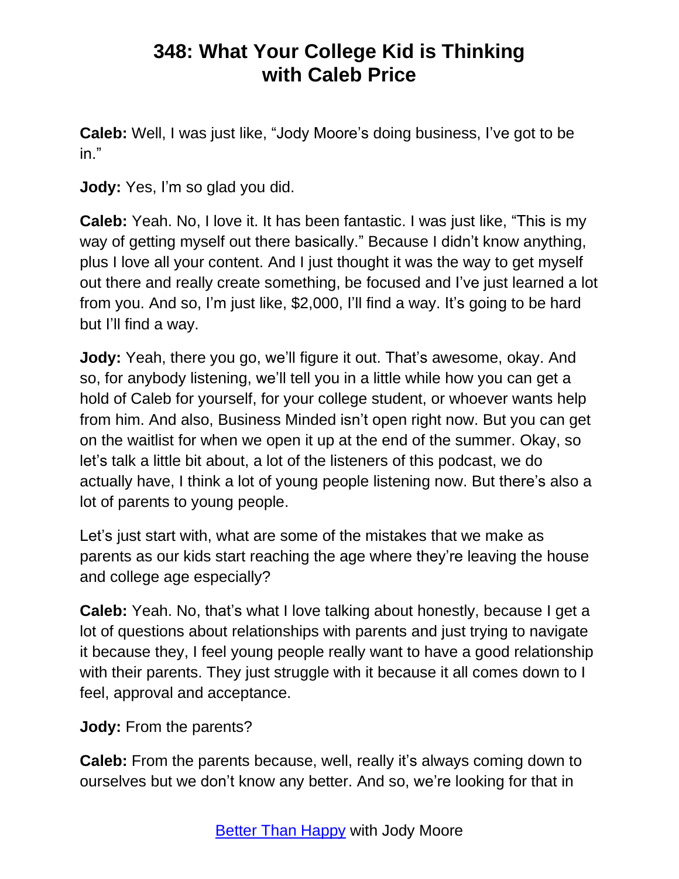**Caleb:** Well, I was just like, "Jody Moore's doing business, I've got to be in."

**Jody:** Yes, I'm so glad you did.

**Caleb:** Yeah. No, I love it. It has been fantastic. I was just like, "This is my way of getting myself out there basically." Because I didn't know anything, plus I love all your content. And I just thought it was the way to get myself out there and really create something, be focused and I've just learned a lot from you. And so, I'm just like, $2,000, I'll find a way. It's going to be hard but I'll find a way.

**Jody:** Yeah, there you go, we'll figure it out. That's awesome, okay. And so, for anybody listening, we'll tell you in a little while how you can get a hold of Caleb for yourself, for your college student, or whoever wants help from him. And also, Business Minded isn't open right now. But you can get on the waitlist for when we open it up at the end of the summer. Okay, so let's talk a little bit about, a lot of the listeners of this podcast, we do actually have, I think a lot of young people listening now. But there's also a lot of parents to young people.

Let's just start with, what are some of the mistakes that we make as parents as our kids start reaching the age where they're leaving the house and college age especially?

**Caleb:** Yeah. No, that's what I love talking about honestly, because I get a lot of questions about relationships with parents and just trying to navigate it because they, I feel young people really want to have a good relationship with their parents. They just struggle with it because it all comes down to I feel, approval and acceptance.

**Jody:** From the parents?

**Caleb:** From the parents because, well, really it's always coming down to ourselves but we don't know any better. And so, we're looking for that in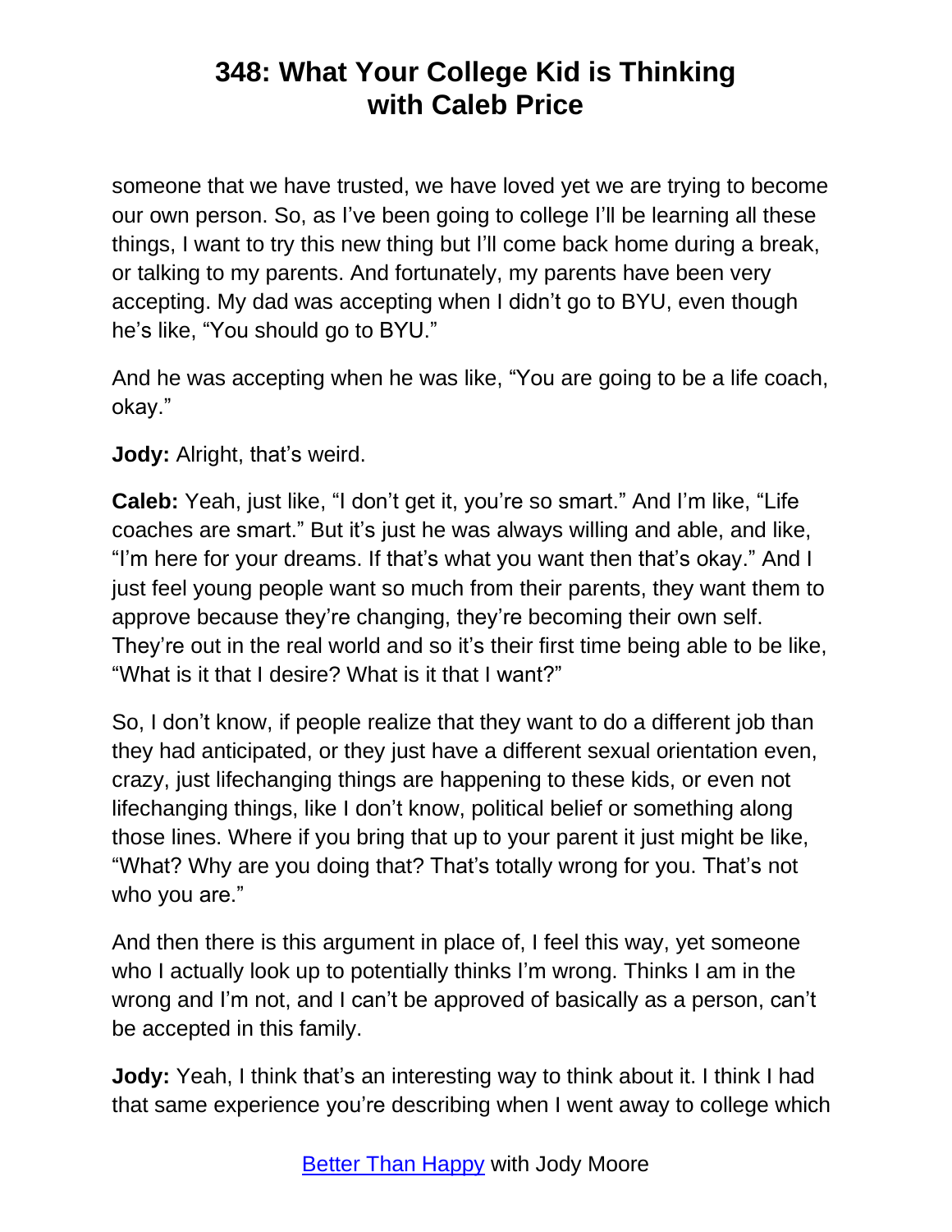someone that we have trusted, we have loved yet we are trying to become our own person. So, as I've been going to college I'll be learning all these things, I want to try this new thing but I'll come back home during a break, or talking to my parents. And fortunately, my parents have been very accepting. My dad was accepting when I didn't go to BYU, even though he's like, "You should go to BYU."

And he was accepting when he was like, "You are going to be a life coach, okay."

**Jody:** Alright, that's weird.

**Caleb:** Yeah, just like, "I don't get it, you're so smart." And I'm like, "Life coaches are smart." But it's just he was always willing and able, and like, "I'm here for your dreams. If that's what you want then that's okay." And I just feel young people want so much from their parents, they want them to approve because they're changing, they're becoming their own self. They're out in the real world and so it's their first time being able to be like, "What is it that I desire? What is it that I want?"

So, I don't know, if people realize that they want to do a different job than they had anticipated, or they just have a different sexual orientation even, crazy, just lifechanging things are happening to these kids, or even not lifechanging things, like I don't know, political belief or something along those lines. Where if you bring that up to your parent it just might be like, "What? Why are you doing that? That's totally wrong for you. That's not who you are."

And then there is this argument in place of, I feel this way, yet someone who I actually look up to potentially thinks I'm wrong. Thinks I am in the wrong and I'm not, and I can't be approved of basically as a person, can't be accepted in this family.

**Jody:** Yeah, I think that's an interesting way to think about it. I think I had that same experience you're describing when I went away to college which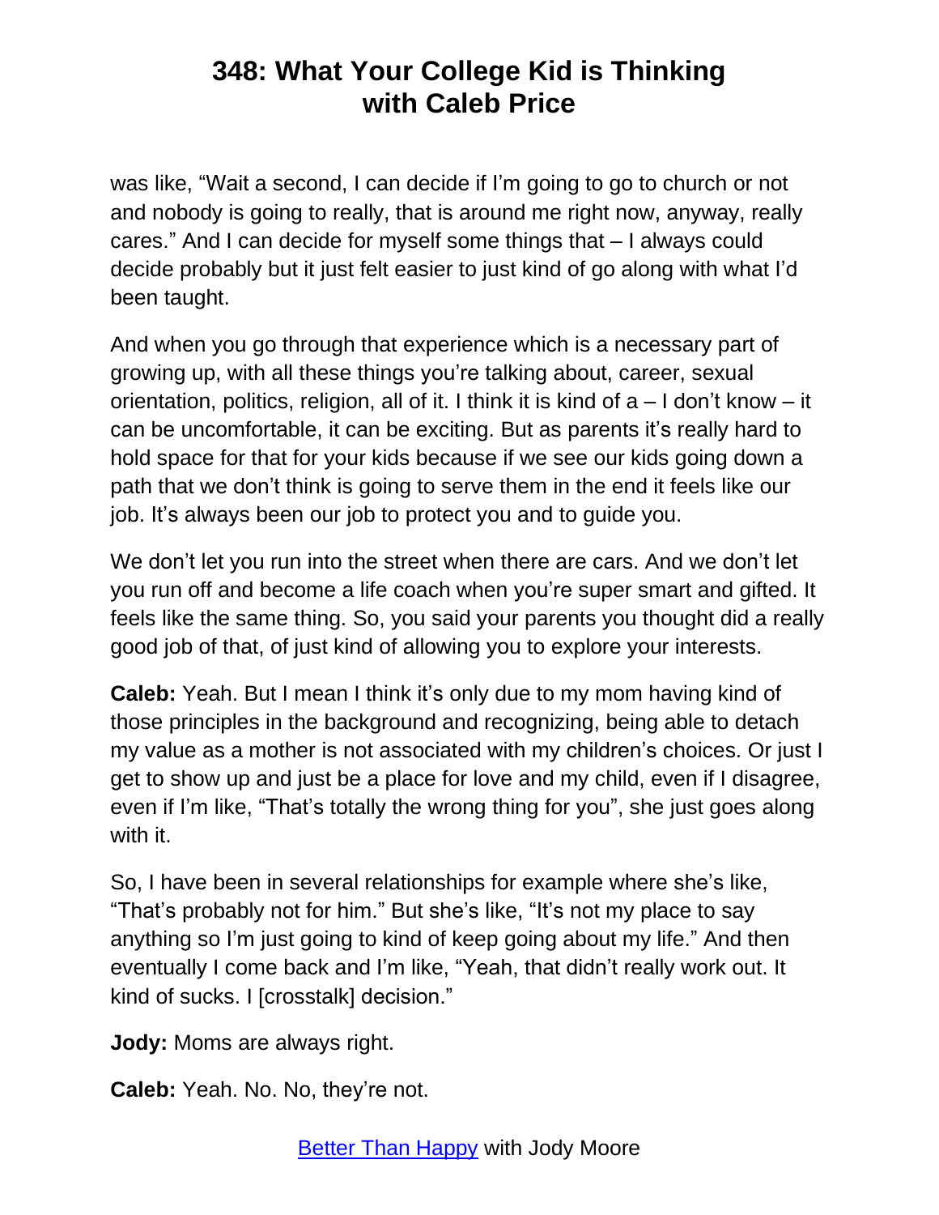was like, "Wait a second, I can decide if I'm going to go to church or not and nobody is going to really, that is around me right now, anyway, really cares." And I can decide for myself some things that – I always could decide probably but it just felt easier to just kind of go along with what I'd been taught.

And when you go through that experience which is a necessary part of growing up, with all these things you're talking about, career, sexual orientation, politics, religion, all of it. I think it is kind of a – I don't know – it can be uncomfortable, it can be exciting. But as parents it's really hard to hold space for that for your kids because if we see our kids going down a path that we don't think is going to serve them in the end it feels like our job. It's always been our job to protect you and to guide you.

We don't let you run into the street when there are cars. And we don't let you run off and become a life coach when you're super smart and gifted. It feels like the same thing. So, you said your parents you thought did a really good job of that, of just kind of allowing you to explore your interests.

**Caleb:** Yeah. But I mean I think it's only due to my mom having kind of those principles in the background and recognizing, being able to detach my value as a mother is not associated with my children's choices. Or just I get to show up and just be a place for love and my child, even if I disagree, even if I'm like, "That's totally the wrong thing for you", she just goes along with it.

So, I have been in several relationships for example where she's like, "That's probably not for him." But she's like, "It's not my place to say anything so I'm just going to kind of keep going about my life." And then eventually I come back and I'm like, "Yeah, that didn't really work out. It kind of sucks. I [crosstalk] decision."

**Jody:** Moms are always right.

**Caleb:** Yeah. No. No, they're not.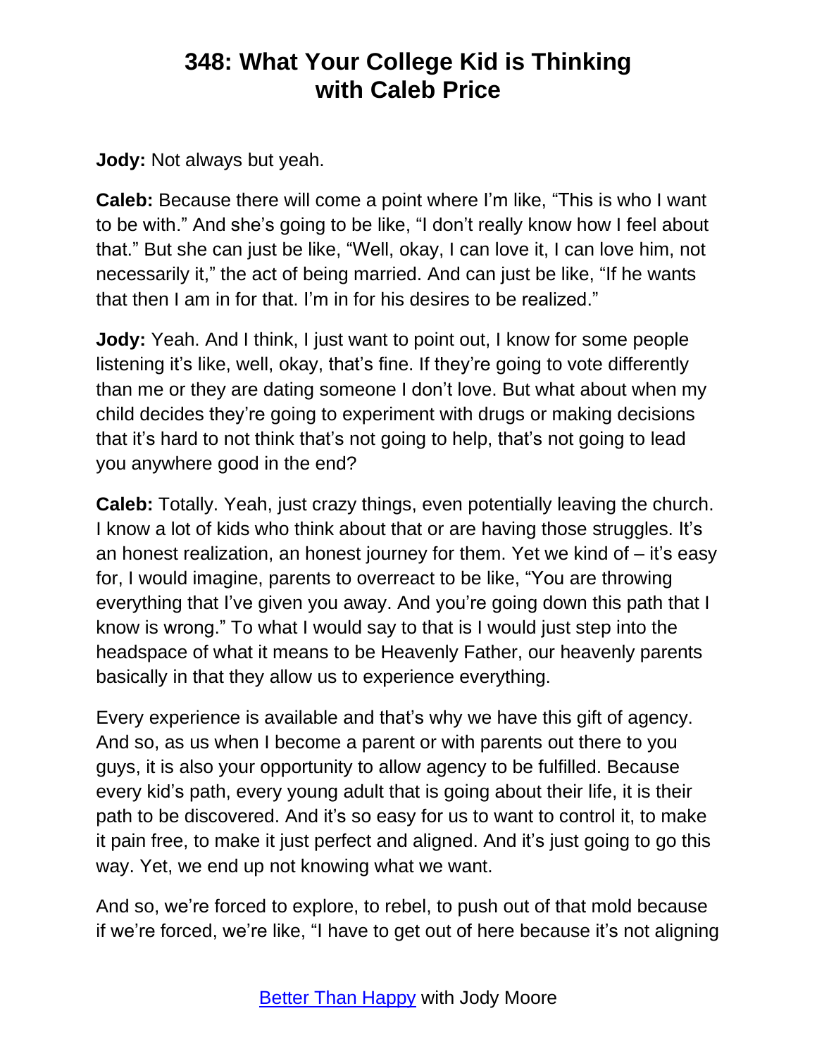**Jody:** Not always but yeah.

**Caleb:** Because there will come a point where I'm like, "This is who I want to be with." And she's going to be like, "I don't really know how I feel about that." But she can just be like, "Well, okay, I can love it, I can love him, not necessarily it," the act of being married. And can just be like, "If he wants that then I am in for that. I'm in for his desires to be realized."

**Jody:** Yeah. And I think, I just want to point out, I know for some people listening it's like, well, okay, that's fine. If they're going to vote differently than me or they are dating someone I don't love. But what about when my child decides they're going to experiment with drugs or making decisions that it's hard to not think that's not going to help, that's not going to lead you anywhere good in the end?

**Caleb:** Totally. Yeah, just crazy things, even potentially leaving the church. I know a lot of kids who think about that or are having those struggles. It's an honest realization, an honest journey for them. Yet we kind of – it's easy for, I would imagine, parents to overreact to be like, "You are throwing everything that I've given you away. And you're going down this path that I know is wrong." To what I would say to that is I would just step into the headspace of what it means to be Heavenly Father, our heavenly parents basically in that they allow us to experience everything.

Every experience is available and that's why we have this gift of agency. And so, as us when I become a parent or with parents out there to you guys, it is also your opportunity to allow agency to be fulfilled. Because every kid's path, every young adult that is going about their life, it is their path to be discovered. And it's so easy for us to want to control it, to make it pain free, to make it just perfect and aligned. And it's just going to go this way. Yet, we end up not knowing what we want.

And so, we're forced to explore, to rebel, to push out of that mold because if we're forced, we're like, "I have to get out of here because it's not aligning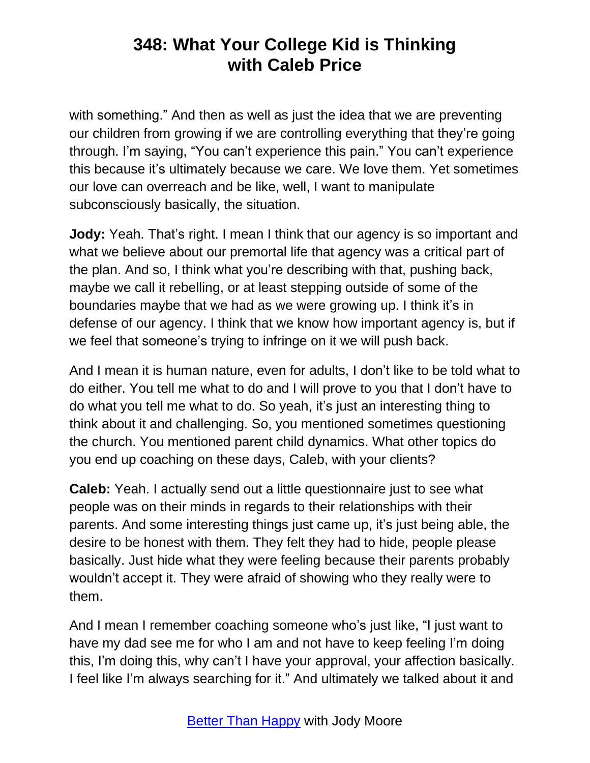with something." And then as well as just the idea that we are preventing our children from growing if we are controlling everything that they're going through. I'm saying, "You can't experience this pain." You can't experience this because it's ultimately because we care. We love them. Yet sometimes our love can overreach and be like, well, I want to manipulate subconsciously basically, the situation.

**Jody:** Yeah. That's right. I mean I think that our agency is so important and what we believe about our premortal life that agency was a critical part of the plan. And so, I think what you're describing with that, pushing back, maybe we call it rebelling, or at least stepping outside of some of the boundaries maybe that we had as we were growing up. I think it's in defense of our agency. I think that we know how important agency is, but if we feel that someone's trying to infringe on it we will push back.

And I mean it is human nature, even for adults, I don't like to be told what to do either. You tell me what to do and I will prove to you that I don't have to do what you tell me what to do. So yeah, it's just an interesting thing to think about it and challenging. So, you mentioned sometimes questioning the church. You mentioned parent child dynamics. What other topics do you end up coaching on these days, Caleb, with your clients?

**Caleb:** Yeah. I actually send out a little questionnaire just to see what people was on their minds in regards to their relationships with their parents. And some interesting things just came up, it's just being able, the desire to be honest with them. They felt they had to hide, people please basically. Just hide what they were feeling because their parents probably wouldn't accept it. They were afraid of showing who they really were to them.

And I mean I remember coaching someone who's just like, "I just want to have my dad see me for who I am and not have to keep feeling I'm doing this, I'm doing this, why can't I have your approval, your affection basically. I feel like I'm always searching for it." And ultimately we talked about it and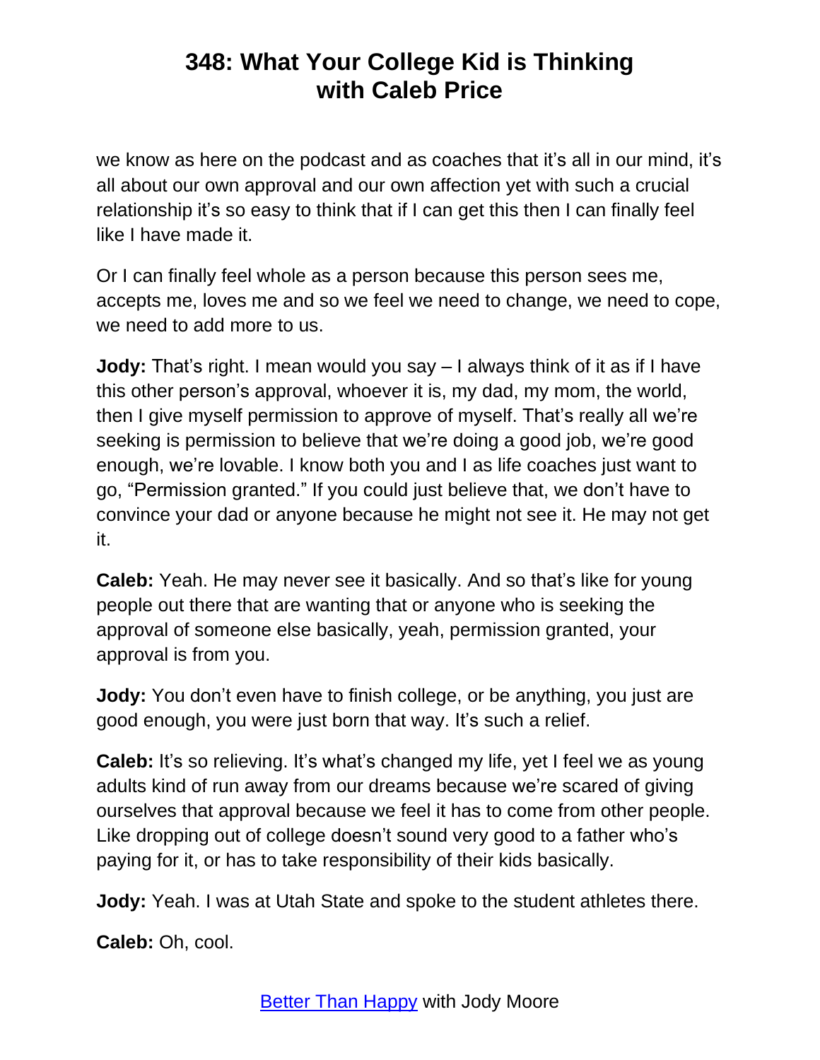we know as here on the podcast and as coaches that it's all in our mind, it's all about our own approval and our own affection yet with such a crucial relationship it's so easy to think that if I can get this then I can finally feel like I have made it.

Or I can finally feel whole as a person because this person sees me, accepts me, loves me and so we feel we need to change, we need to cope, we need to add more to us.

**Jody:** That's right. I mean would you say – I always think of it as if I have this other person's approval, whoever it is, my dad, my mom, the world, then I give myself permission to approve of myself. That's really all we're seeking is permission to believe that we're doing a good job, we're good enough, we're lovable. I know both you and I as life coaches just want to go, "Permission granted." If you could just believe that, we don't have to convince your dad or anyone because he might not see it. He may not get it.

**Caleb:** Yeah. He may never see it basically. And so that's like for young people out there that are wanting that or anyone who is seeking the approval of someone else basically, yeah, permission granted, your approval is from you.

**Jody:** You don't even have to finish college, or be anything, you just are good enough, you were just born that way. It's such a relief.

**Caleb:** It's so relieving. It's what's changed my life, yet I feel we as young adults kind of run away from our dreams because we're scared of giving ourselves that approval because we feel it has to come from other people. Like dropping out of college doesn't sound very good to a father who's paying for it, or has to take responsibility of their kids basically.

**Jody:** Yeah. I was at Utah State and spoke to the student athletes there.

**Caleb:** Oh, cool.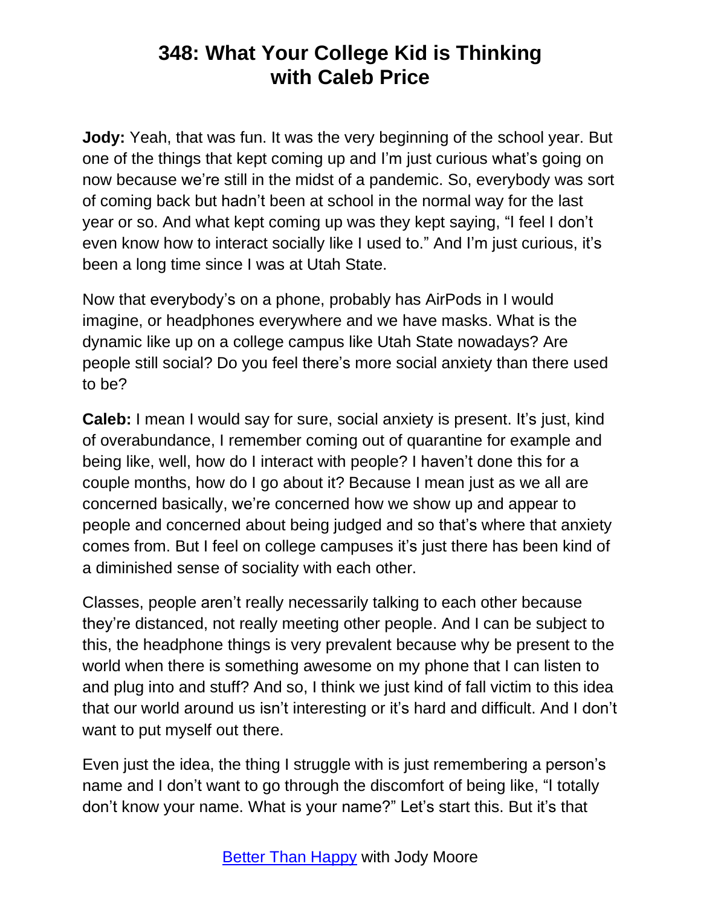# 348: What Your College Kid is Thinking with Caleb Price

**Jody:** Yeah, that was fun. It was the very beginning of the school year. But one of the things that kept coming up and I'm just curious what's going on now because we're still in the midst of a pandemic. So, everybody was sort of coming back but hadn't been at school in the normal way for the last year or so. And what kept coming up was they kept saying, "I feel I don't even know how to interact socially like I used to." And I'm just curious, it's been a long time since I was at Utah State.

Now that everybody's on a phone, probably has AirPods in I would imagine, or headphones everywhere and we have masks. What is the dynamic like up on a college campus like Utah State nowadays? Are people still social? Do you feel there's more social anxiety than there used to be?

**Caleb:** I mean I would say for sure, social anxiety is present. It's just, kind of overabundance, I remember coming out of quarantine for example and being like, well, how do I interact with people? I haven't done this for a couple months, how do I go about it? Because I mean just as we all are concerned basically, we're concerned how we show up and appear to people and concerned about being judged and so that's where that anxiety comes from. But I feel on college campuses it's just there has been kind of a diminished sense of sociality with each other.

Classes, people aren't really necessarily talking to each other because they're distanced, not really meeting other people. And I can be subject to this, the headphone things is very prevalent because why be present to the world when there is something awesome on my phone that I can listen to and plug into and stuff? And so, I think we just kind of fall victim to this idea that our world around us isn't interesting or it's hard and difficult. And I don't want to put myself out there.

Even just the idea, the thing I struggle with is just remembering a person's name and I don't want to go through the discomfort of being like, "I totally don't know your name. What is your name?" Let's start this. But it's that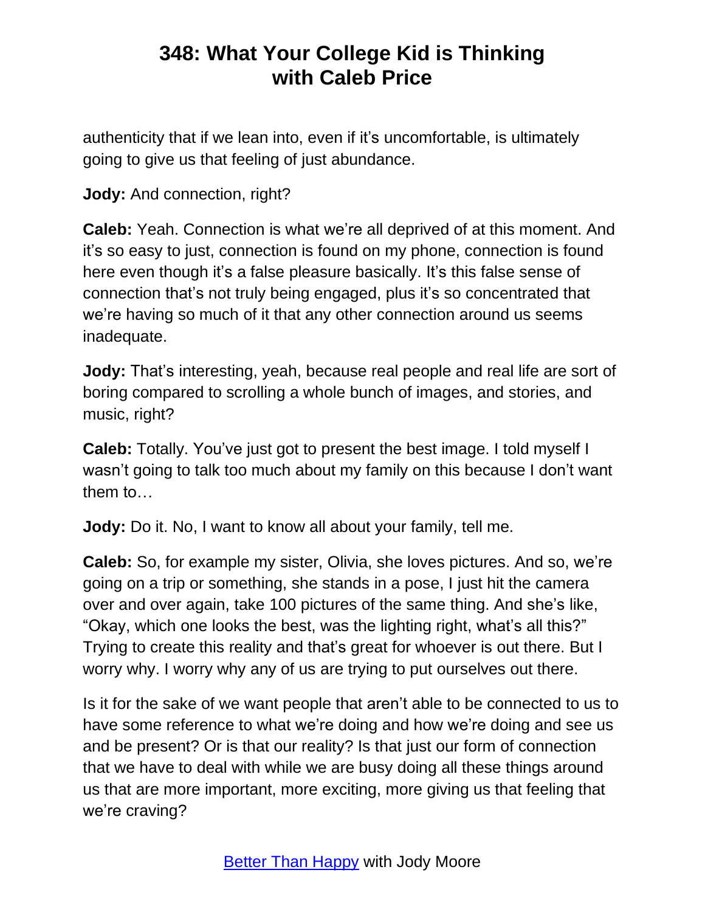authenticity that if we lean into, even if it's uncomfortable, is ultimately going to give us that feeling of just abundance.

**Jody:** And connection, right?

**Caleb:** Yeah. Connection is what we're all deprived of at this moment. And it's so easy to just, connection is found on my phone, connection is found here even though it's a false pleasure basically. It's this false sense of connection that's not truly being engaged, plus it's so concentrated that we're having so much of it that any other connection around us seems inadequate.

**Jody:** That's interesting, yeah, because real people and real life are sort of boring compared to scrolling a whole bunch of images, and stories, and music, right?

**Caleb:** Totally. You've just got to present the best image. I told myself I wasn't going to talk too much about my family on this because I don't want them to…

**Jody:** Do it. No, I want to know all about your family, tell me.

**Caleb:** So, for example my sister, Olivia, she loves pictures. And so, we're going on a trip or something, she stands in a pose, I just hit the camera over and over again, take 100 pictures of the same thing. And she's like, "Okay, which one looks the best, was the lighting right, what's all this?" Trying to create this reality and that's great for whoever is out there. But I worry why. I worry why any of us are trying to put ourselves out there.

Is it for the sake of we want people that aren't able to be connected to us to have some reference to what we're doing and how we're doing and see us and be present? Or is that our reality? Is that just our form of connection that we have to deal with while we are busy doing all these things around us that are more important, more exciting, more giving us that feeling that we're craving?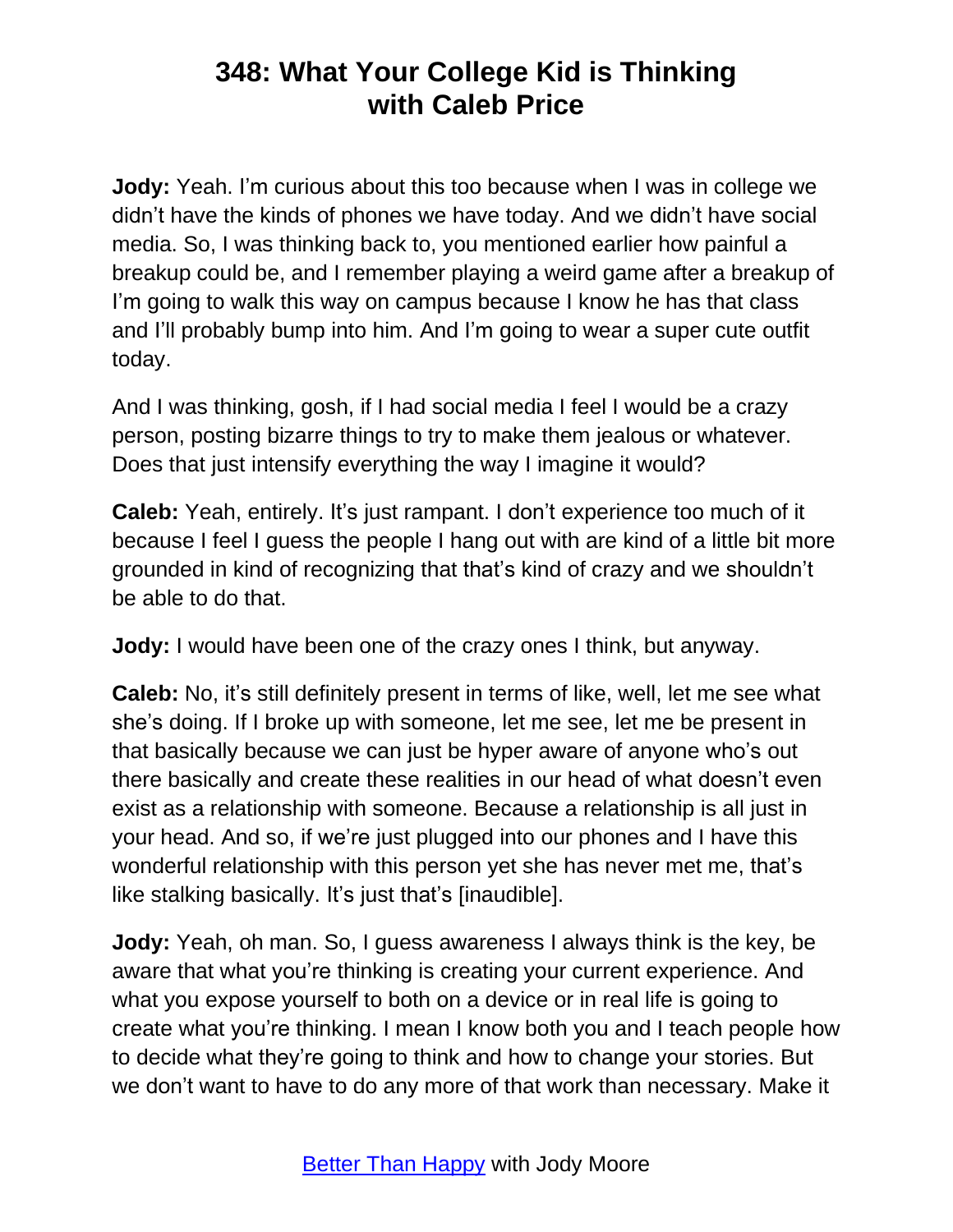**Jody:** Yeah. I'm curious about this too because when I was in college we didn't have the kinds of phones we have today. And we didn't have social media. So, I was thinking back to, you mentioned earlier how painful a breakup could be, and I remember playing a weird game after a breakup of I'm going to walk this way on campus because I know he has that class and I'll probably bump into him. And I'm going to wear a super cute outfit today.

And I was thinking, gosh, if I had social media I feel I would be a crazy person, posting bizarre things to try to make them jealous or whatever. Does that just intensify everything the way I imagine it would?

**Caleb:** Yeah, entirely. It's just rampant. I don't experience too much of it because I feel I guess the people I hang out with are kind of a little bit more grounded in kind of recognizing that that's kind of crazy and we shouldn't be able to do that.

**Jody:** I would have been one of the crazy ones I think, but anyway.

**Caleb:** No, it's still definitely present in terms of like, well, let me see what she's doing. If I broke up with someone, let me see, let me be present in that basically because we can just be hyper aware of anyone who's out there basically and create these realities in our head of what doesn't even exist as a relationship with someone. Because a relationship is all just in your head. And so, if we're just plugged into our phones and I have this wonderful relationship with this person yet she has never met me, that's like stalking basically. It's just that's [inaudible].

**Jody:** Yeah, oh man. So, I guess awareness I always think is the key, be aware that what you're thinking is creating your current experience. And what you expose yourself to both on a device or in real life is going to create what you're thinking. I mean I know both you and I teach people how to decide what they're going to think and how to change your stories. But we don't want to have to do any more of that work than necessary. Make it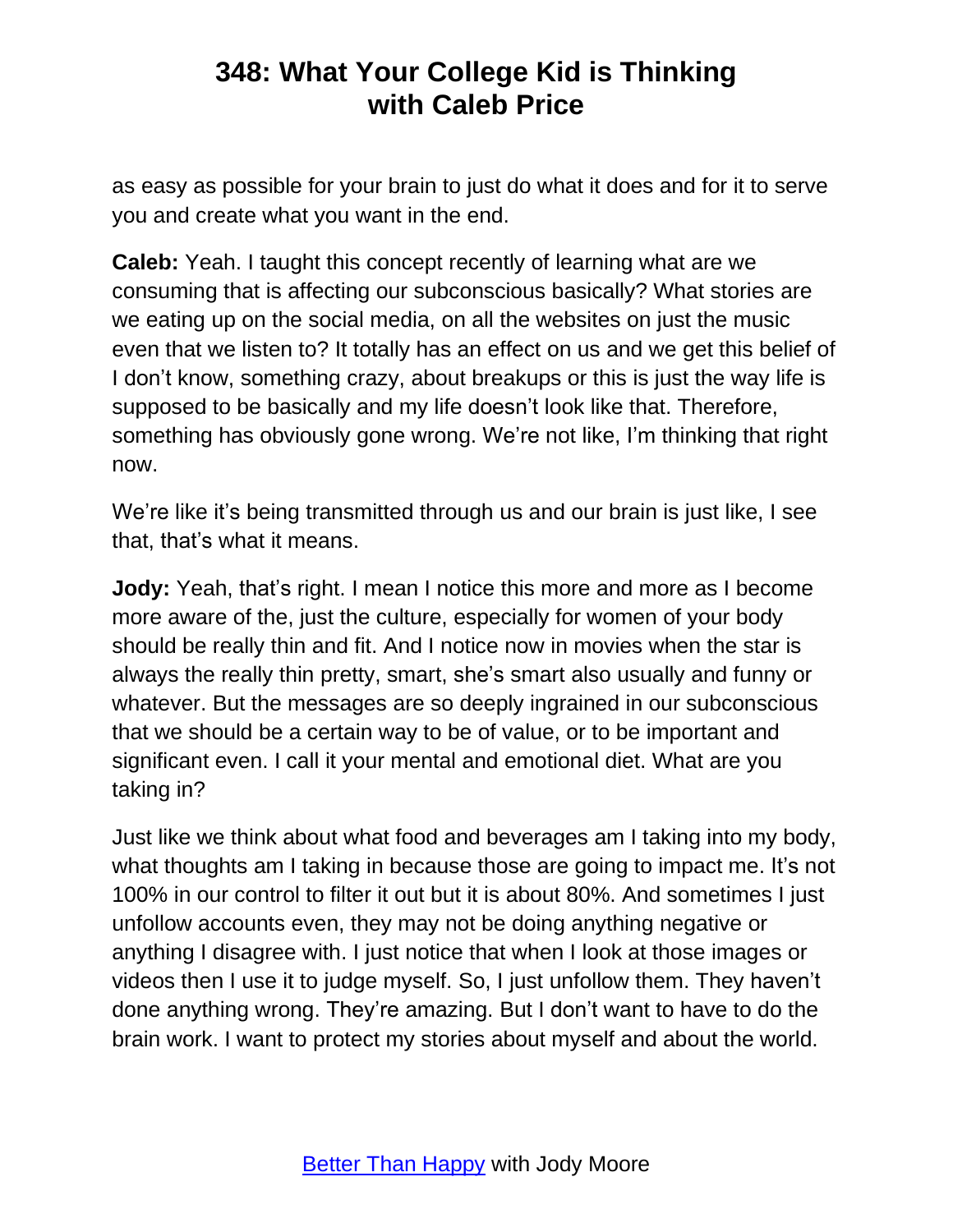as easy as possible for your brain to just do what it does and for it to serve you and create what you want in the end.

**Caleb:** Yeah. I taught this concept recently of learning what are we consuming that is affecting our subconscious basically? What stories are we eating up on the social media, on all the websites on just the music even that we listen to? It totally has an effect on us and we get this belief of I don't know, something crazy, about breakups or this is just the way life is supposed to be basically and my life doesn't look like that. Therefore, something has obviously gone wrong. We're not like, I'm thinking that right now.

We're like it's being transmitted through us and our brain is just like, I see that, that's what it means.

**Jody:** Yeah, that's right. I mean I notice this more and more as I become more aware of the, just the culture, especially for women of your body should be really thin and fit. And I notice now in movies when the star is always the really thin pretty, smart, she's smart also usually and funny or whatever. But the messages are so deeply ingrained in our subconscious that we should be a certain way to be of value, or to be important and significant even. I call it your mental and emotional diet. What are you taking in?

Just like we think about what food and beverages am I taking into my body, what thoughts am I taking in because those are going to impact me. It's not 100% in our control to filter it out but it is about 80%. And sometimes I just unfollow accounts even, they may not be doing anything negative or anything I disagree with. I just notice that when I look at those images or videos then I use it to judge myself. So, I just unfollow them. They haven't done anything wrong. They're amazing. But I don't want to have to do the brain work. I want to protect my stories about myself and about the world.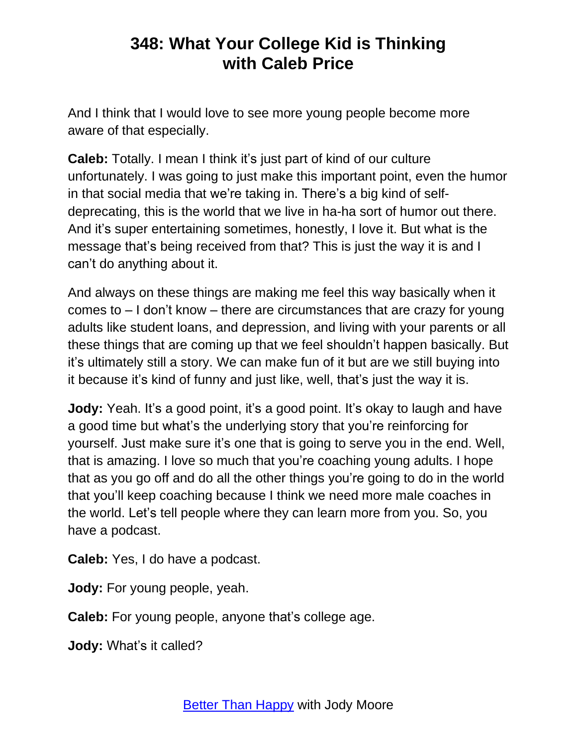And I think that I would love to see more young people become more aware of that especially.

**Caleb:** Totally. I mean I think it's just part of kind of our culture unfortunately. I was going to just make this important point, even the humor in that social media that we're taking in. There's a big kind of self-deprecating, this is the world that we live in ha-ha sort of humor out there. And it's super entertaining sometimes, honestly, I love it. But what is the message that's being received from that? This is just the way it is and I can't do anything about it.

And always on these things are making me feel this way basically when it comes to – I don't know – there are circumstances that are crazy for young adults like student loans, and depression, and living with your parents or all these things that are coming up that we feel shouldn't happen basically. But it's ultimately still a story. We can make fun of it but are we still buying into it because it's kind of funny and just like, well, that's just the way it is.

**Jody:** Yeah. It's a good point, it's a good point. It's okay to laugh and have a good time but what's the underlying story that you're reinforcing for yourself. Just make sure it's one that is going to serve you in the end. Well, that is amazing. I love so much that you're coaching young adults. I hope that as you go off and do all the other things you're going to do in the world that you'll keep coaching because I think we need more male coaches in the world. Let's tell people where they can learn more from you. So, you have a podcast.

**Caleb:** Yes, I do have a podcast.

**Jody:** For young people, yeah.

**Caleb:** For young people, anyone that's college age.

**Jody:** What's it called?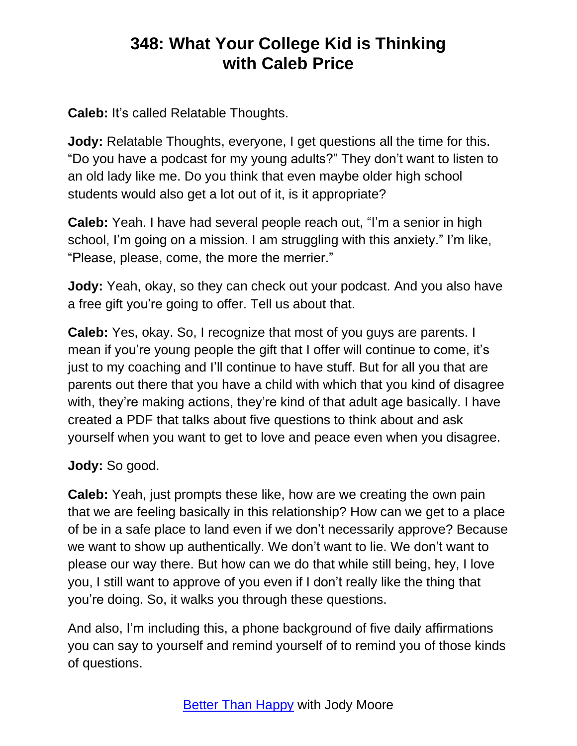**Caleb:** It's called Relatable Thoughts.

**Jody:** Relatable Thoughts, everyone, I get questions all the time for this. "Do you have a podcast for my young adults?" They don't want to listen to an old lady like me. Do you think that even maybe older high school students would also get a lot out of it, is it appropriate?

**Caleb:** Yeah. I have had several people reach out, "I'm a senior in high school, I'm going on a mission. I am struggling with this anxiety." I'm like, "Please, please, come, the more the merrier."

**Jody:** Yeah, okay, so they can check out your podcast. And you also have a free gift you're going to offer. Tell us about that.

**Caleb:** Yes, okay. So, I recognize that most of you guys are parents. I mean if you're young people the gift that I offer will continue to come, it's just to my coaching and I'll continue to have stuff. But for all you that are parents out there that you have a child with which that you kind of disagree with, they're making actions, they're kind of that adult age basically. I have created a PDF that talks about five questions to think about and ask yourself when you want to get to love and peace even when you disagree.

**Jody:** So good.

**Caleb:** Yeah, just prompts these like, how are we creating the own pain that we are feeling basically in this relationship? How can we get to a place of be in a safe place to land even if we don't necessarily approve? Because we want to show up authentically. We don't want to lie. We don't want to please our way there. But how can we do that while still being, hey, I love you, I still want to approve of you even if I don't really like the thing that you're doing. So, it walks you through these questions.

And also, I'm including this, a phone background of five daily affirmations you can say to yourself and remind yourself of to remind you of those kinds of questions.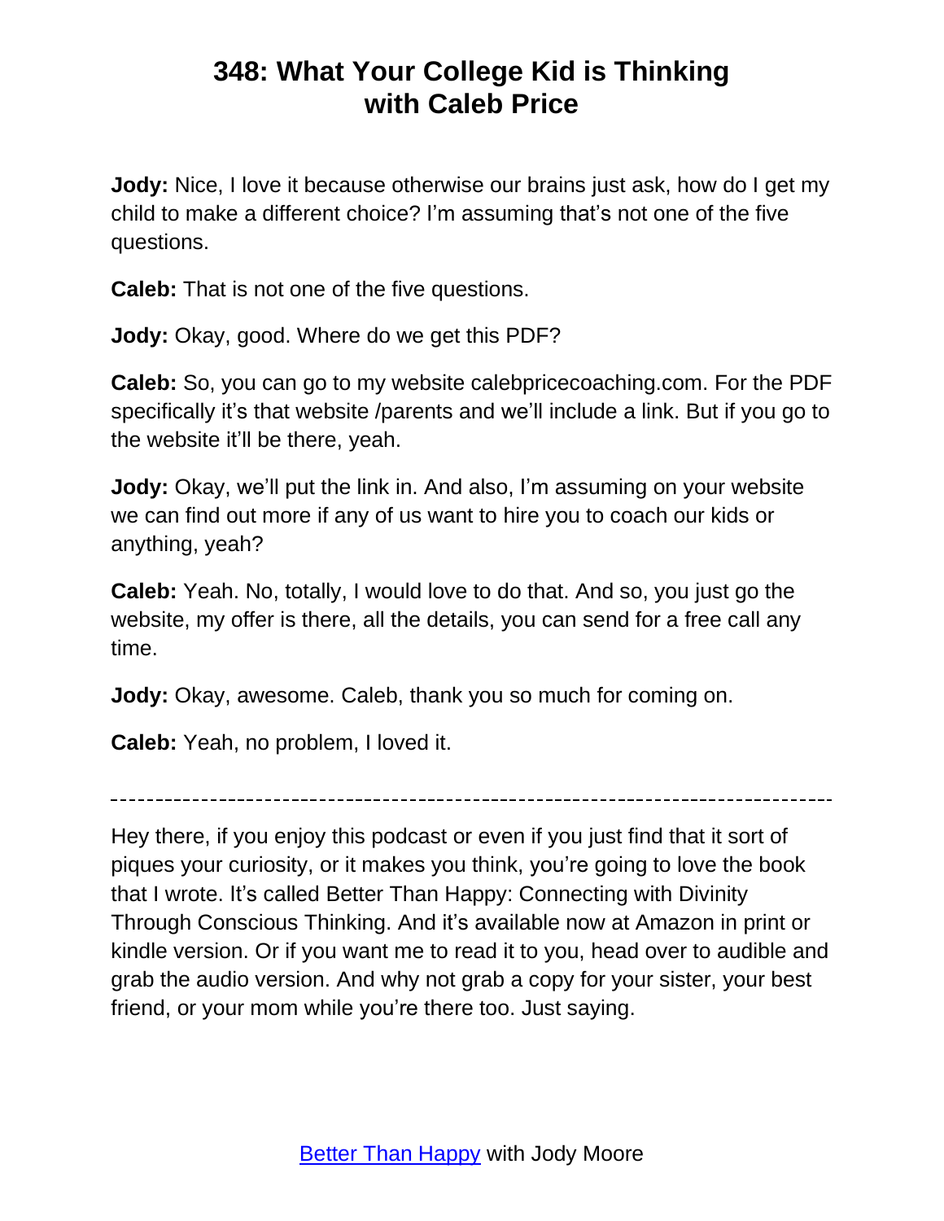**Jody:** Nice, I love it because otherwise our brains just ask, how do I get my child to make a different choice? I'm assuming that's not one of the five questions.

**Caleb:** That is not one of the five questions.

**Jody:** Okay, good. Where do we get this PDF?

**Caleb:** So, you can go to my website calebpricecoaching.com. For the PDF specifically it's that website /parents and we'll include a link. But if you go to the website it'll be there, yeah.

**Jody:** Okay, we'll put the link in. And also, I'm assuming on your website we can find out more if any of us want to hire you to coach our kids or anything, yeah?

**Caleb:** Yeah. No, totally, I would love to do that. And so, you just go the website, my offer is there, all the details, you can send for a free call any time.

**Jody:** Okay, awesome. Caleb, thank you so much for coming on.

**Caleb:** Yeah, no problem, I loved it.

---

Hey there, if you enjoy this podcast or even if you just find that it sort of piques your curiosity, or it makes you think, you're going to love the book that I wrote. It's called Better Than Happy: Connecting with Divinity Through Conscious Thinking. And it's available now at Amazon in print or kindle version. Or if you want me to read it to you, head over to audible and grab the audio version. And why not grab a copy for your sister, your best friend, or your mom while you're there too. Just saying.